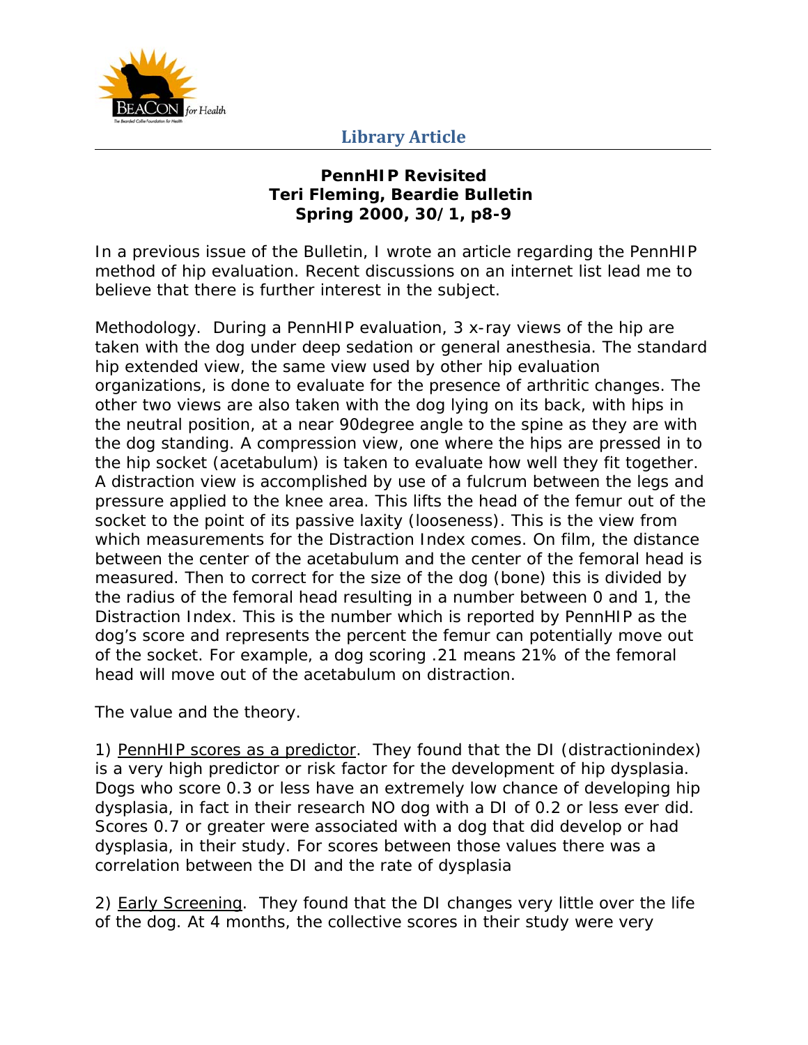# Library Article

## PennHIP Revisited
**Teri Fleming, Beardie Bulletin**
**Spring 2000, 30/1, p8-9**

In a previous issue of the Bulletin, I wrote an article regarding the PennHIP method of hip evaluation. Recent discussions on an internet list lead me to believe that there is further interest in the subject.

Methodology. During a PennHIP evaluation, 3 x-ray views of the hip are taken with the dog under deep sedation or general anesthesia. The standard hip extended view, the same view used by other hip evaluation organizations, is done to evaluate for the presence of arthritic changes. The other two views are also taken with the dog lying on its back, with hips in the neutral position, at a near 90degree angle to the spine as they are with the dog standing. A compression view, one where the hips are pressed in to the hip socket (acetabulum) is taken to evaluate how well they fit together. A distraction view is accomplished by use of a fulcrum between the legs and pressure applied to the knee area. This lifts the head of the femur out of the socket to the point of its passive laxity (looseness). This is the view from which measurements for the Distraction Index comes. On film, the distance between the center of the acetabulum and the center of the femoral head is measured. Then to correct for the size of the dog (bone) this is divided by the radius of the femoral head resulting in a number between 0 and 1, the Distraction Index. This is the number which is reported by PennHIP as the dog's score and represents the percent the femur can potentially move out of the socket. For example, a dog scoring .21 means 21% of the femoral head will move out of the acetabulum on distraction.

The value and the theory.

1) <u>PennHIP scores as a predictor</u>. They found that the DI (distractionindex) is a very high predictor or risk factor for the development of hip dysplasia. Dogs who score 0.3 or less have an extremely low chance of developing hip dysplasia, in fact in their research NO dog with a DI of 0.2 or less ever did. Scores 0.7 or greater were associated with a dog that did develop or had dysplasia, in their study. For scores between those values there was a correlation between the DI and the rate of dysplasia

2) <u>Early Screening</u>. They found that the DI changes very little over the life of the dog. At 4 months, the collective scores in their study were very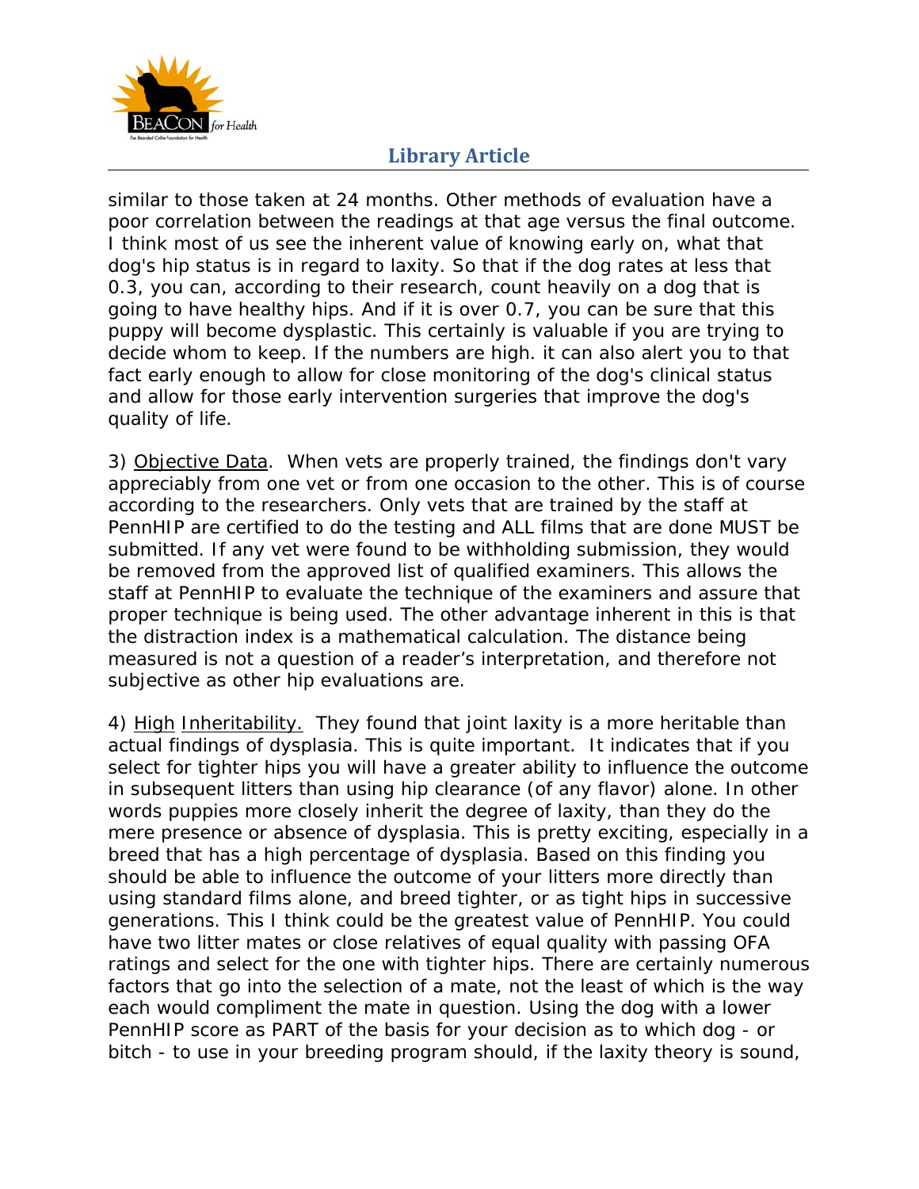similar to those taken at 24 months. Other methods of evaluation have a poor correlation between the readings at that age versus the final outcome. I think most of us see the inherent value of knowing early on, what that dog's hip status is in regard to laxity. So that if the dog rates at less that 0.3, you can, according to their research, count heavily on a dog that is going to have healthy hips. And if it is over 0.7, you can be sure that this puppy will become dysplastic. This certainly is valuable if you are trying to decide whom to keep. If the numbers are high. it can also alert you to that fact early enough to allow for close monitoring of the dog's clinical status and allow for those early intervention surgeries that improve the dog's quality of life.

3) Objective Data. When vets are properly trained, the findings don't vary appreciably from one vet or from one occasion to the other. This is of course according to the researchers. Only vets that are trained by the staff at PennHIP are certified to do the testing and ALL films that are done MUST be submitted. If any vet were found to be withholding submission, they would be removed from the approved list of qualified examiners. This allows the staff at PennHIP to evaluate the technique of the examiners and assure that proper technique is being used. The other advantage inherent in this is that the distraction index is a mathematical calculation. The distance being measured is not a question of a reader's interpretation, and therefore not subjective as other hip evaluations are.

4) High Inheritability. They found that joint laxity is a more heritable than actual findings of dysplasia. This is quite important. It indicates that if you select for tighter hips you will have a greater ability to influence the outcome in subsequent litters than using hip clearance (of any flavor) alone. In other words puppies more closely inherit the degree of laxity, than they do the mere presence or absence of dysplasia. This is pretty exciting, especially in a breed that has a high percentage of dysplasia. Based on this finding you should be able to influence the outcome of your litters more directly than using standard films alone, and breed tighter, or as tight hips in successive generations. This I think could be the greatest value of PennHIP. You could have two litter mates or close relatives of equal quality with passing OFA ratings and select for the one with tighter hips. There are certainly numerous factors that go into the selection of a mate, not the least of which is the way each would compliment the mate in question. Using the dog with a lower PennHIP score as PART of the basis for your decision as to which dog - or bitch - to use in your breeding program should, if the laxity theory is sound,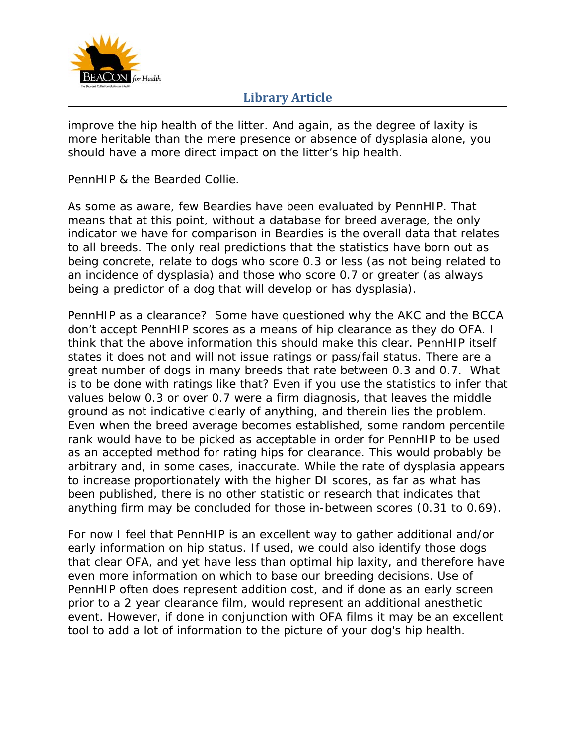improve the hip health of the litter. And again, as the degree of laxity is more heritable than the mere presence or absence of dysplasia alone, you should have a more direct impact on the litter's hip health.

PennHIP & the Bearded Collie.

As some as aware, few Beardies have been evaluated by PennHIP. That means that at this point, without a database for breed average, the only indicator we have for comparison in Beardies is the overall data that relates to all breeds. The only real predictions that the statistics have born out as being concrete, relate to dogs who score 0.3 or less (as not being related to an incidence of dysplasia) and those who score 0.7 or greater (as always being a predictor of a dog that will develop or has dysplasia).

PennHIP as a clearance? Some have questioned why the AKC and the BCCA don't accept PennHIP scores as a means of hip clearance as they do OFA. I think that the above information this should make this clear. PennHIP itself states it does not and will not issue ratings or pass/fail status. There are a great number of dogs in many breeds that rate between 0.3 and 0.7. What is to be done with ratings like that? Even if you use the statistics to infer that values below 0.3 or over 0.7 were a firm diagnosis, that leaves the middle ground as not indicative clearly of anything, and therein lies the problem. Even when the breed average becomes established, some random percentile rank would have to be picked as acceptable in order for PennHIP to be used as an accepted method for rating hips for clearance. This would probably be arbitrary and, in some cases, inaccurate. While the rate of dysplasia appears to increase proportionately with the higher DI scores, as far as what has been published, there is no other statistic or research that indicates that anything firm may be concluded for those in-between scores (0.31 to 0.69).

For now I feel that PennHIP is an excellent way to gather additional and/or early information on hip status. If used, we could also identify those dogs that clear OFA, and yet have less than optimal hip laxity, and therefore have even more information on which to base our breeding decisions. Use of PennHIP often does represent addition cost, and if done as an early screen prior to a 2 year clearance film, would represent an additional anesthetic event. However, if done in conjunction with OFA films it may be an excellent tool to add a lot of information to the picture of your dog's hip health.